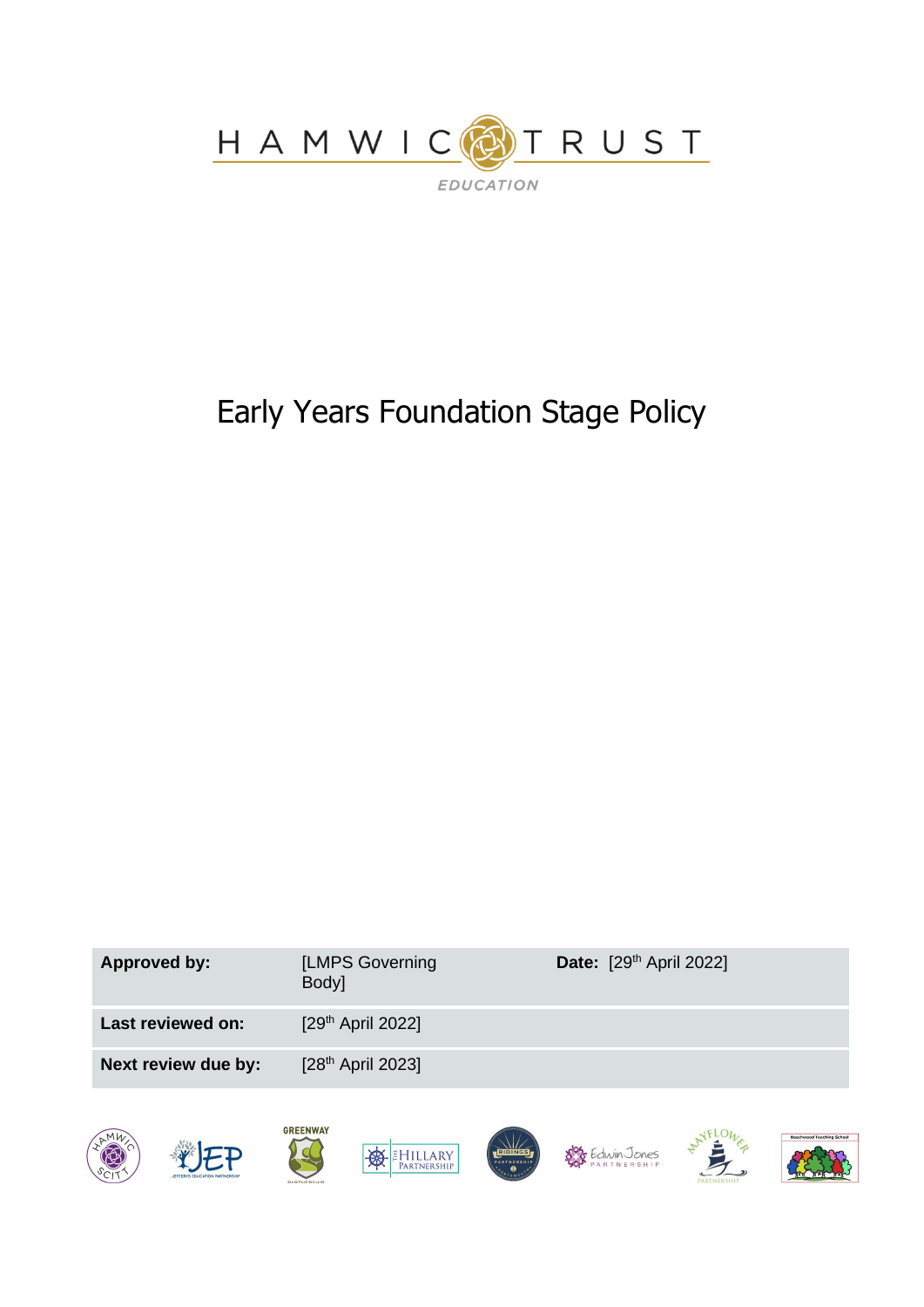HAMWIC TRUST

EDUCATION

# Early Years Foundation Stage Policy

| Approved by: | [LMPS Governing Body] | Date: [29th April 2022] |
|---|---|---|
| Last reviewed on: | [29th April 2022] | |
| Next review due by: | [28th April 2023] | |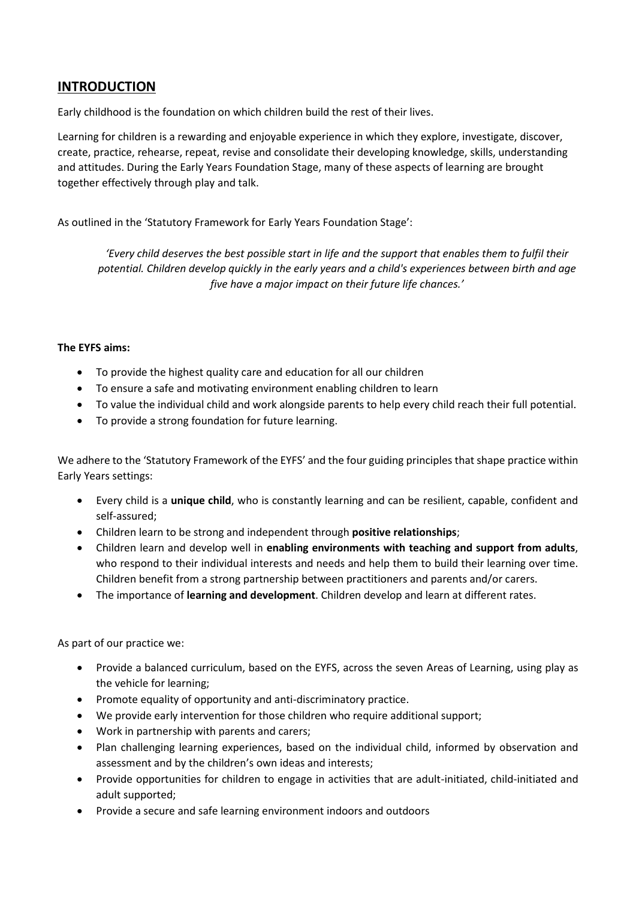## INTRODUCTION

Early childhood is the foundation on which children build the rest of their lives.

Learning for children is a rewarding and enjoyable experience in which they explore, investigate, discover, create, practice, rehearse, repeat, revise and consolidate their developing knowledge, skills, understanding and attitudes. During the Early Years Foundation Stage, many of these aspects of learning are brought together effectively through play and talk.

As outlined in the 'Statutory Framework for Early Years Foundation Stage':

> *'Every child deserves the best possible start in life and the support that enables them to fulfil their potential. Children develop quickly in the early years and a child's experiences between birth and age five have a major impact on their future life chances.'*

**The EYFS aims:**

- To provide the highest quality care and education for all our children
- To ensure a safe and motivating environment enabling children to learn
- To value the individual child and work alongside parents to help every child reach their full potential.
- To provide a strong foundation for future learning.

We adhere to the 'Statutory Framework of the EYFS' and the four guiding principles that shape practice within Early Years settings:

- Every child is a **unique child**, who is constantly learning and can be resilient, capable, confident and self-assured;
- Children learn to be strong and independent through **positive relationships**;
- Children learn and develop well in **enabling environments with teaching and support from adults**, who respond to their individual interests and needs and help them to build their learning over time. Children benefit from a strong partnership between practitioners and parents and/or carers.
- The importance of **learning and development**. Children develop and learn at different rates.

As part of our practice we:

- Provide a balanced curriculum, based on the EYFS, across the seven Areas of Learning, using play as the vehicle for learning;
- Promote equality of opportunity and anti-discriminatory practice.
- We provide early intervention for those children who require additional support;
- Work in partnership with parents and carers;
- Plan challenging learning experiences, based on the individual child, informed by observation and assessment and by the children's own ideas and interests;
- Provide opportunities for children to engage in activities that are adult-initiated, child-initiated and adult supported;
- Provide a secure and safe learning environment indoors and outdoors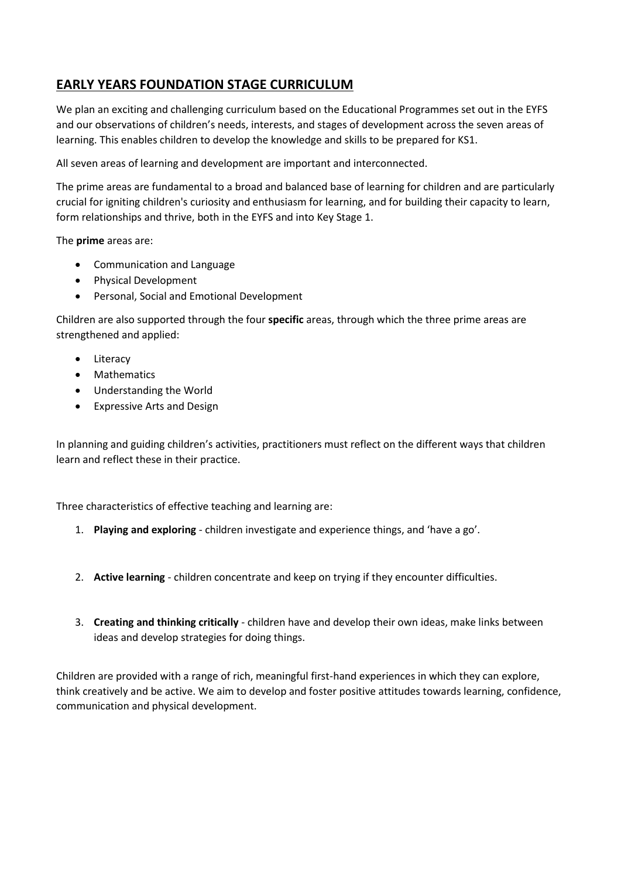## EARLY YEARS FOUNDATION STAGE CURRICULUM

We plan an exciting and challenging curriculum based on the Educational Programmes set out in the EYFS and our observations of children's needs, interests, and stages of development across the seven areas of learning. This enables children to develop the knowledge and skills to be prepared for KS1.

All seven areas of learning and development are important and interconnected.

The prime areas are fundamental to a broad and balanced base of learning for children and are particularly crucial for igniting children's curiosity and enthusiasm for learning, and for building their capacity to learn, form relationships and thrive, both in the EYFS and into Key Stage 1.

The **prime** areas are:

- Communication and Language
- Physical Development
- Personal, Social and Emotional Development

Children are also supported through the four **specific** areas, through which the three prime areas are strengthened and applied:

- Literacy
- Mathematics
- Understanding the World
- Expressive Arts and Design

In planning and guiding children's activities, practitioners must reflect on the different ways that children learn and reflect these in their practice.

Three characteristics of effective teaching and learning are:

1. **Playing and exploring** - children investigate and experience things, and 'have a go'.
2. **Active learning** - children concentrate and keep on trying if they encounter difficulties.
3. **Creating and thinking critically** - children have and develop their own ideas, make links between ideas and develop strategies for doing things.

Children are provided with a range of rich, meaningful first-hand experiences in which they can explore, think creatively and be active. We aim to develop and foster positive attitudes towards learning, confidence, communication and physical development.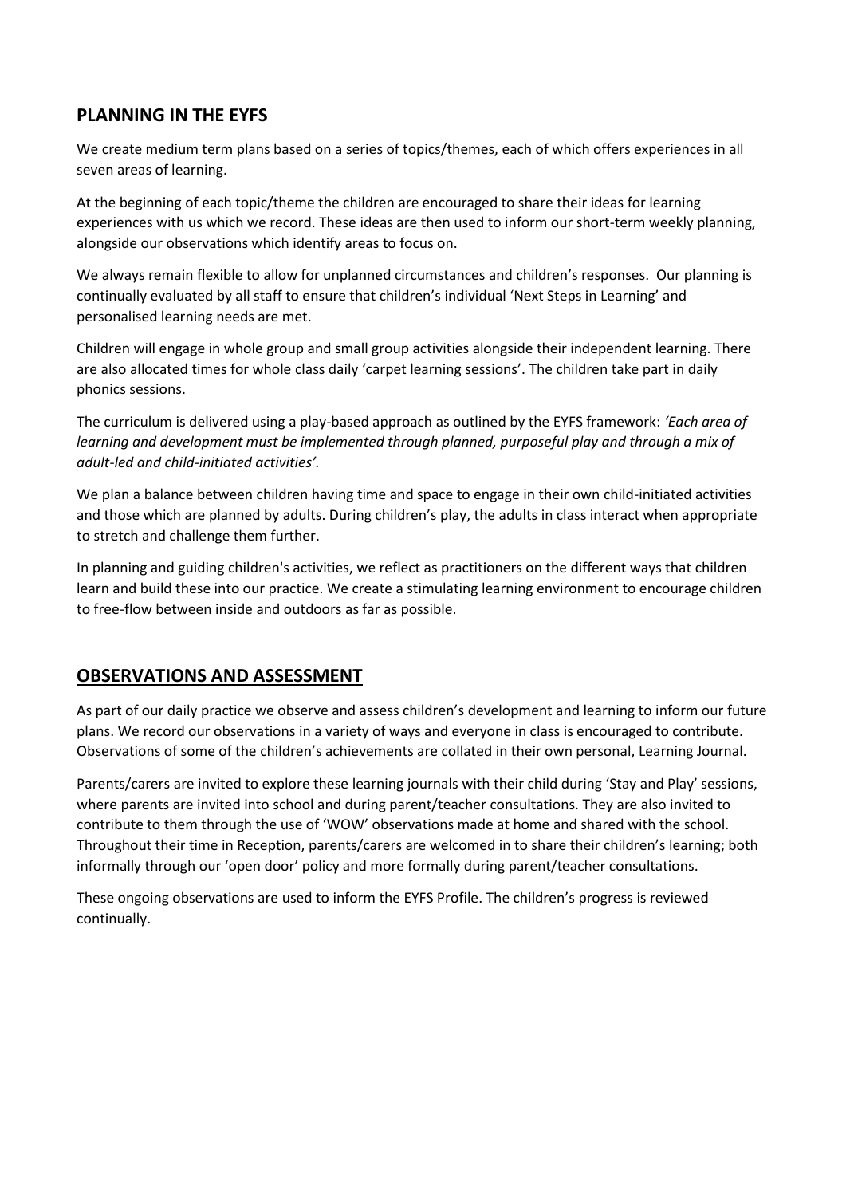## **PLANNING IN THE EYFS**

We create medium term plans based on a series of topics/themes, each of which offers experiences in all seven areas of learning.

At the beginning of each topic/theme the children are encouraged to share their ideas for learning experiences with us which we record. These ideas are then used to inform our short-term weekly planning, alongside our observations which identify areas to focus on.

We always remain flexible to allow for unplanned circumstances and children's responses. Our planning is continually evaluated by all staff to ensure that children's individual 'Next Steps in Learning' and personalised learning needs are met.

Children will engage in whole group and small group activities alongside their independent learning. There are also allocated times for whole class daily 'carpet learning sessions'. The children take part in daily phonics sessions.

The curriculum is delivered using a play-based approach as outlined by the EYFS framework: *'Each area of learning and development must be implemented through planned, purposeful play and through a mix of adult-led and child-initiated activities'.*

We plan a balance between children having time and space to engage in their own child-initiated activities and those which are planned by adults. During children's play, the adults in class interact when appropriate to stretch and challenge them further.

In planning and guiding children's activities, we reflect as practitioners on the different ways that children learn and build these into our practice. We create a stimulating learning environment to encourage children to free-flow between inside and outdoors as far as possible.

## **OBSERVATIONS AND ASSESSMENT**

As part of our daily practice we observe and assess children's development and learning to inform our future plans. We record our observations in a variety of ways and everyone in class is encouraged to contribute. Observations of some of the children's achievements are collated in their own personal, Learning Journal.

Parents/carers are invited to explore these learning journals with their child during 'Stay and Play' sessions, where parents are invited into school and during parent/teacher consultations. They are also invited to contribute to them through the use of 'WOW' observations made at home and shared with the school. Throughout their time in Reception, parents/carers are welcomed in to share their children's learning; both informally through our 'open door' policy and more formally during parent/teacher consultations.

These ongoing observations are used to inform the EYFS Profile. The children's progress is reviewed continually.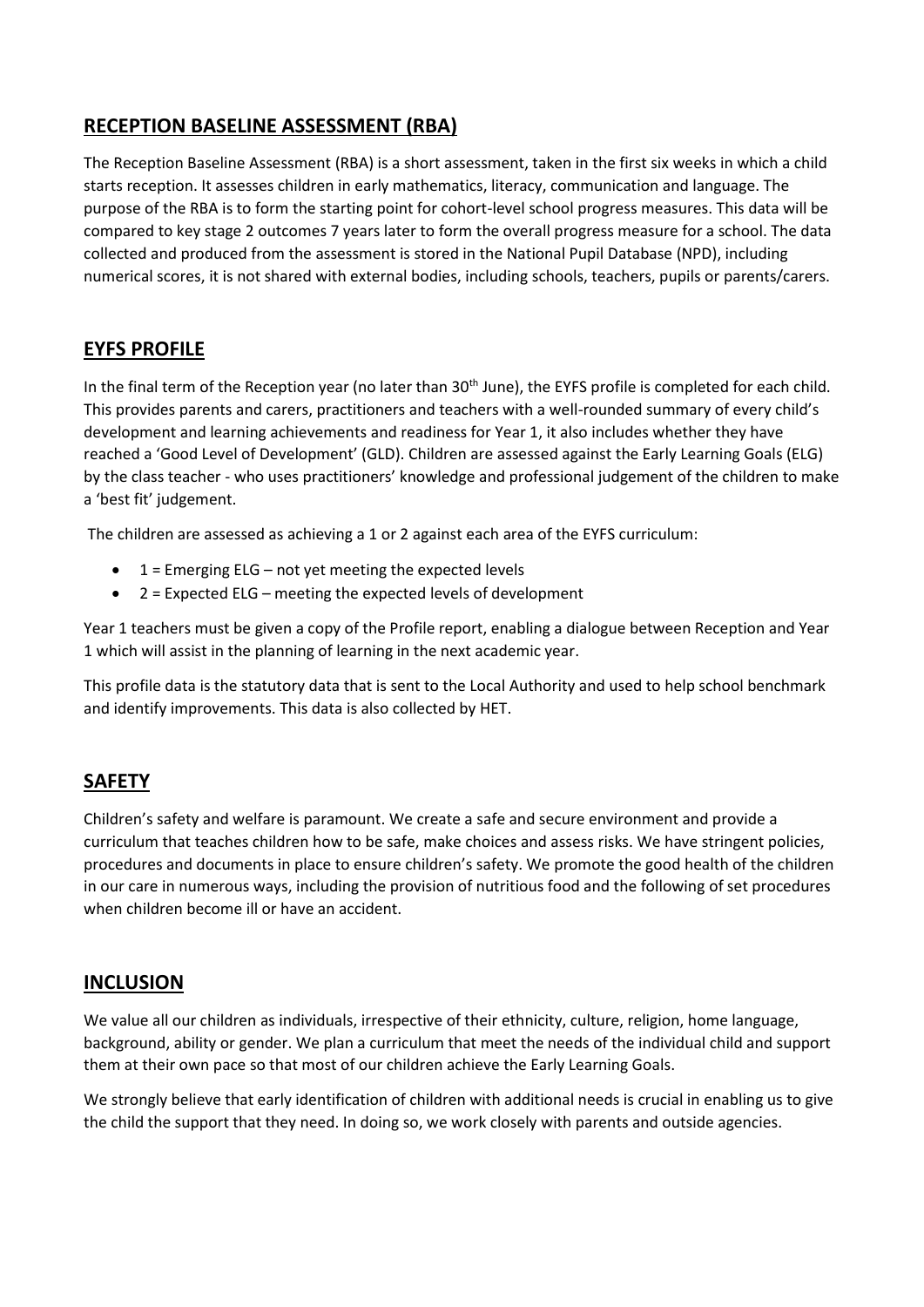## RECEPTION BASELINE ASSESSMENT (RBA)

The Reception Baseline Assessment (RBA) is a short assessment, taken in the first six weeks in which a child starts reception. It assesses children in early mathematics, literacy, communication and language. The purpose of the RBA is to form the starting point for cohort-level school progress measures. This data will be compared to key stage 2 outcomes 7 years later to form the overall progress measure for a school. The data collected and produced from the assessment is stored in the National Pupil Database (NPD), including numerical scores, it is not shared with external bodies, including schools, teachers, pupils or parents/carers.

## EYFS PROFILE

In the final term of the Reception year (no later than 30th June), the EYFS profile is completed for each child. This provides parents and carers, practitioners and teachers with a well-rounded summary of every child's development and learning achievements and readiness for Year 1, it also includes whether they have reached a 'Good Level of Development' (GLD). Children are assessed against the Early Learning Goals (ELG) by the class teacher - who uses practitioners' knowledge and professional judgement of the children to make a 'best fit' judgement.

The children are assessed as achieving a 1 or 2 against each area of the EYFS curriculum:

- 1 = Emerging ELG – not yet meeting the expected levels
- 2 = Expected ELG – meeting the expected levels of development

Year 1 teachers must be given a copy of the Profile report, enabling a dialogue between Reception and Year 1 which will assist in the planning of learning in the next academic year.

This profile data is the statutory data that is sent to the Local Authority and used to help school benchmark and identify improvements. This data is also collected by HET.

## SAFETY

Children's safety and welfare is paramount. We create a safe and secure environment and provide a curriculum that teaches children how to be safe, make choices and assess risks. We have stringent policies, procedures and documents in place to ensure children's safety. We promote the good health of the children in our care in numerous ways, including the provision of nutritious food and the following of set procedures when children become ill or have an accident.

## INCLUSION

We value all our children as individuals, irrespective of their ethnicity, culture, religion, home language, background, ability or gender. We plan a curriculum that meet the needs of the individual child and support them at their own pace so that most of our children achieve the Early Learning Goals.

We strongly believe that early identification of children with additional needs is crucial in enabling us to give the child the support that they need. In doing so, we work closely with parents and outside agencies.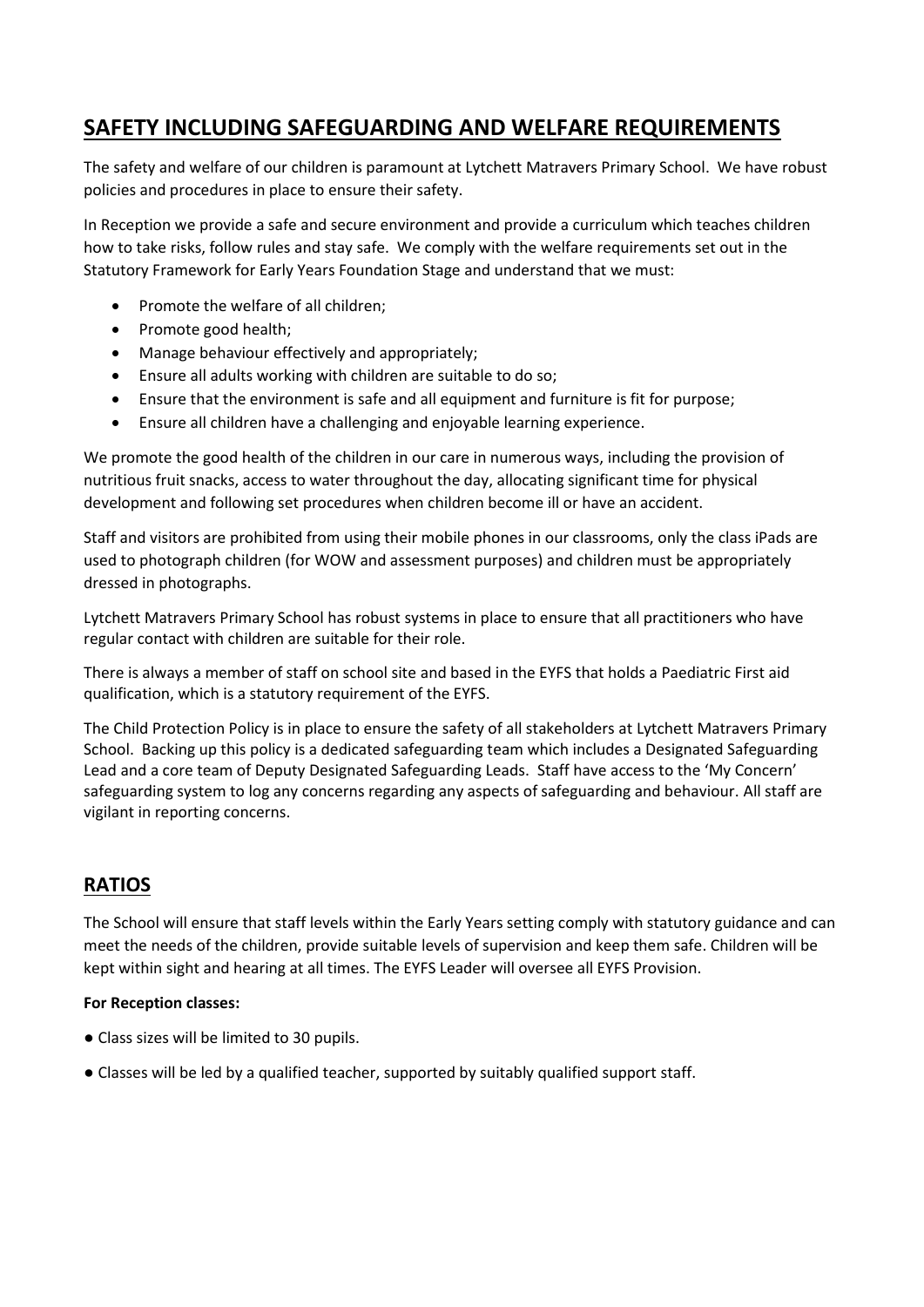## SAFETY INCLUDING SAFEGUARDING AND WELFARE REQUIREMENTS

The safety and welfare of our children is paramount at Lytchett Matravers Primary School. We have robust policies and procedures in place to ensure their safety.

In Reception we provide a safe and secure environment and provide a curriculum which teaches children how to take risks, follow rules and stay safe. We comply with the welfare requirements set out in the Statutory Framework for Early Years Foundation Stage and understand that we must:

- Promote the welfare of all children;
- Promote good health;
- Manage behaviour effectively and appropriately;
- Ensure all adults working with children are suitable to do so;
- Ensure that the environment is safe and all equipment and furniture is fit for purpose;
- Ensure all children have a challenging and enjoyable learning experience.

We promote the good health of the children in our care in numerous ways, including the provision of nutritious fruit snacks, access to water throughout the day, allocating significant time for physical development and following set procedures when children become ill or have an accident.

Staff and visitors are prohibited from using their mobile phones in our classrooms, only the class iPads are used to photograph children (for WOW and assessment purposes) and children must be appropriately dressed in photographs.

Lytchett Matravers Primary School has robust systems in place to ensure that all practitioners who have regular contact with children are suitable for their role.

There is always a member of staff on school site and based in the EYFS that holds a Paediatric First aid qualification, which is a statutory requirement of the EYFS.

The Child Protection Policy is in place to ensure the safety of all stakeholders at Lytchett Matravers Primary School. Backing up this policy is a dedicated safeguarding team which includes a Designated Safeguarding Lead and a core team of Deputy Designated Safeguarding Leads. Staff have access to the 'My Concern' safeguarding system to log any concerns regarding any aspects of safeguarding and behaviour. All staff are vigilant in reporting concerns.

## RATIOS

The School will ensure that staff levels within the Early Years setting comply with statutory guidance and can meet the needs of the children, provide suitable levels of supervision and keep them safe. Children will be kept within sight and hearing at all times. The EYFS Leader will oversee all EYFS Provision.

**For Reception classes:**

- Class sizes will be limited to 30 pupils.
- Classes will be led by a qualified teacher, supported by suitably qualified support staff.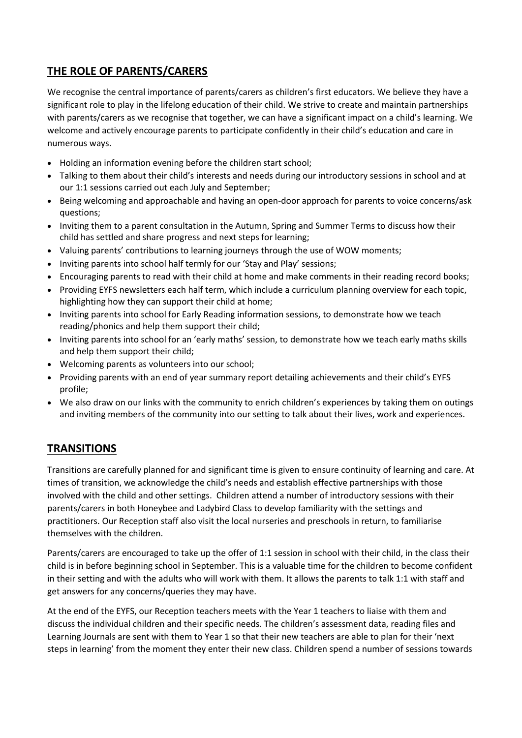## THE ROLE OF PARENTS/CARERS

We recognise the central importance of parents/carers as children's first educators. We believe they have a significant role to play in the lifelong education of their child. We strive to create and maintain partnerships with parents/carers as we recognise that together, we can have a significant impact on a child's learning. We welcome and actively encourage parents to participate confidently in their child's education and care in numerous ways.

- Holding an information evening before the children start school;
- Talking to them about their child's interests and needs during our introductory sessions in school and at our 1:1 sessions carried out each July and September;
- Being welcoming and approachable and having an open-door approach for parents to voice concerns/ask questions;
- Inviting them to a parent consultation in the Autumn, Spring and Summer Terms to discuss how their child has settled and share progress and next steps for learning;
- Valuing parents' contributions to learning journeys through the use of WOW moments;
- Inviting parents into school half termly for our 'Stay and Play' sessions;
- Encouraging parents to read with their child at home and make comments in their reading record books;
- Providing EYFS newsletters each half term, which include a curriculum planning overview for each topic, highlighting how they can support their child at home;
- Inviting parents into school for Early Reading information sessions, to demonstrate how we teach reading/phonics and help them support their child;
- Inviting parents into school for an 'early maths' session, to demonstrate how we teach early maths skills and help them support their child;
- Welcoming parents as volunteers into our school;
- Providing parents with an end of year summary report detailing achievements and their child's EYFS profile;
- We also draw on our links with the community to enrich children's experiences by taking them on outings and inviting members of the community into our setting to talk about their lives, work and experiences.

## TRANSITIONS

Transitions are carefully planned for and significant time is given to ensure continuity of learning and care. At times of transition, we acknowledge the child's needs and establish effective partnerships with those involved with the child and other settings. Children attend a number of introductory sessions with their parents/carers in both Honeybee and Ladybird Class to develop familiarity with the settings and practitioners. Our Reception staff also visit the local nurseries and preschools in return, to familiarise themselves with the children.

Parents/carers are encouraged to take up the offer of 1:1 session in school with their child, in the class their child is in before beginning school in September. This is a valuable time for the children to become confident in their setting and with the adults who will work with them. It allows the parents to talk 1:1 with staff and get answers for any concerns/queries they may have.

At the end of the EYFS, our Reception teachers meets with the Year 1 teachers to liaise with them and discuss the individual children and their specific needs. The children's assessment data, reading files and Learning Journals are sent with them to Year 1 so that their new teachers are able to plan for their 'next steps in learning' from the moment they enter their new class. Children spend a number of sessions towards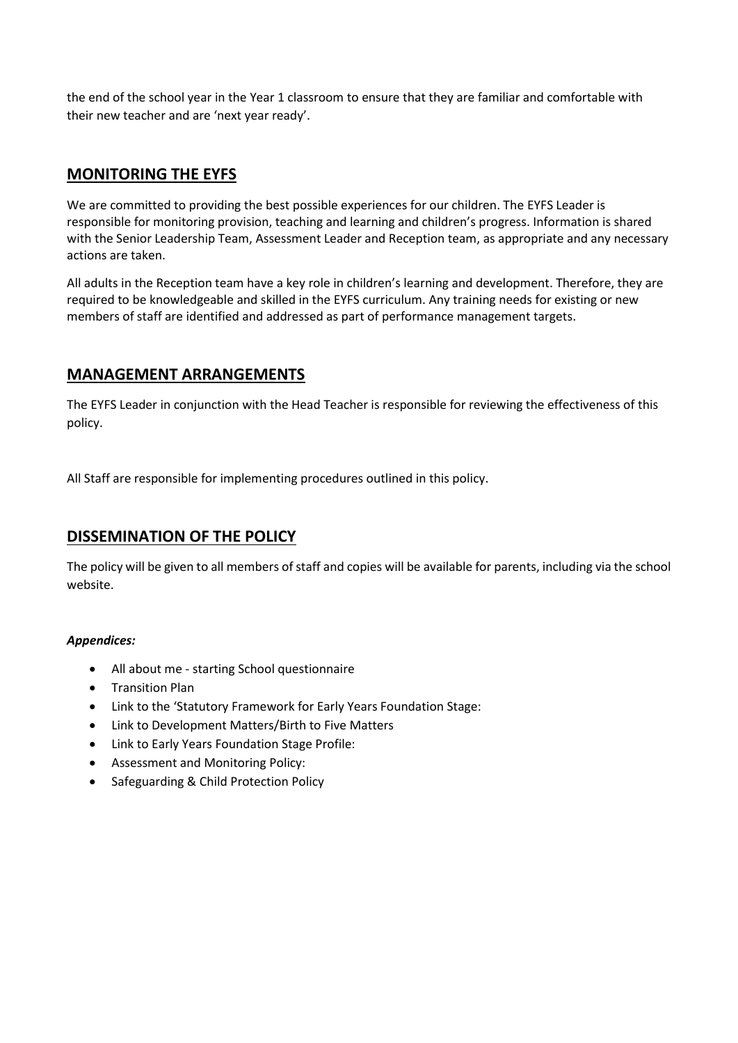the end of the school year in the Year 1 classroom to ensure that they are familiar and comfortable with their new teacher and are 'next year ready'.

## MONITORING THE EYFS

We are committed to providing the best possible experiences for our children. The EYFS Leader is responsible for monitoring provision, teaching and learning and children's progress. Information is shared with the Senior Leadership Team, Assessment Leader and Reception team, as appropriate and any necessary actions are taken.

All adults in the Reception team have a key role in children's learning and development. Therefore, they are required to be knowledgeable and skilled in the EYFS curriculum. Any training needs for existing or new members of staff are identified and addressed as part of performance management targets.

## MANAGEMENT ARRANGEMENTS

The EYFS Leader in conjunction with the Head Teacher is responsible for reviewing the effectiveness of this policy.

All Staff are responsible for implementing procedures outlined in this policy.

## DISSEMINATION OF THE POLICY

The policy will be given to all members of staff and copies will be available for parents, including via the school website.

***Appendices:***

- All about me - starting School questionnaire
- Transition Plan
- Link to the 'Statutory Framework for Early Years Foundation Stage:
- Link to Development Matters/Birth to Five Matters
- Link to Early Years Foundation Stage Profile:
- Assessment and Monitoring Policy:
- Safeguarding & Child Protection Policy